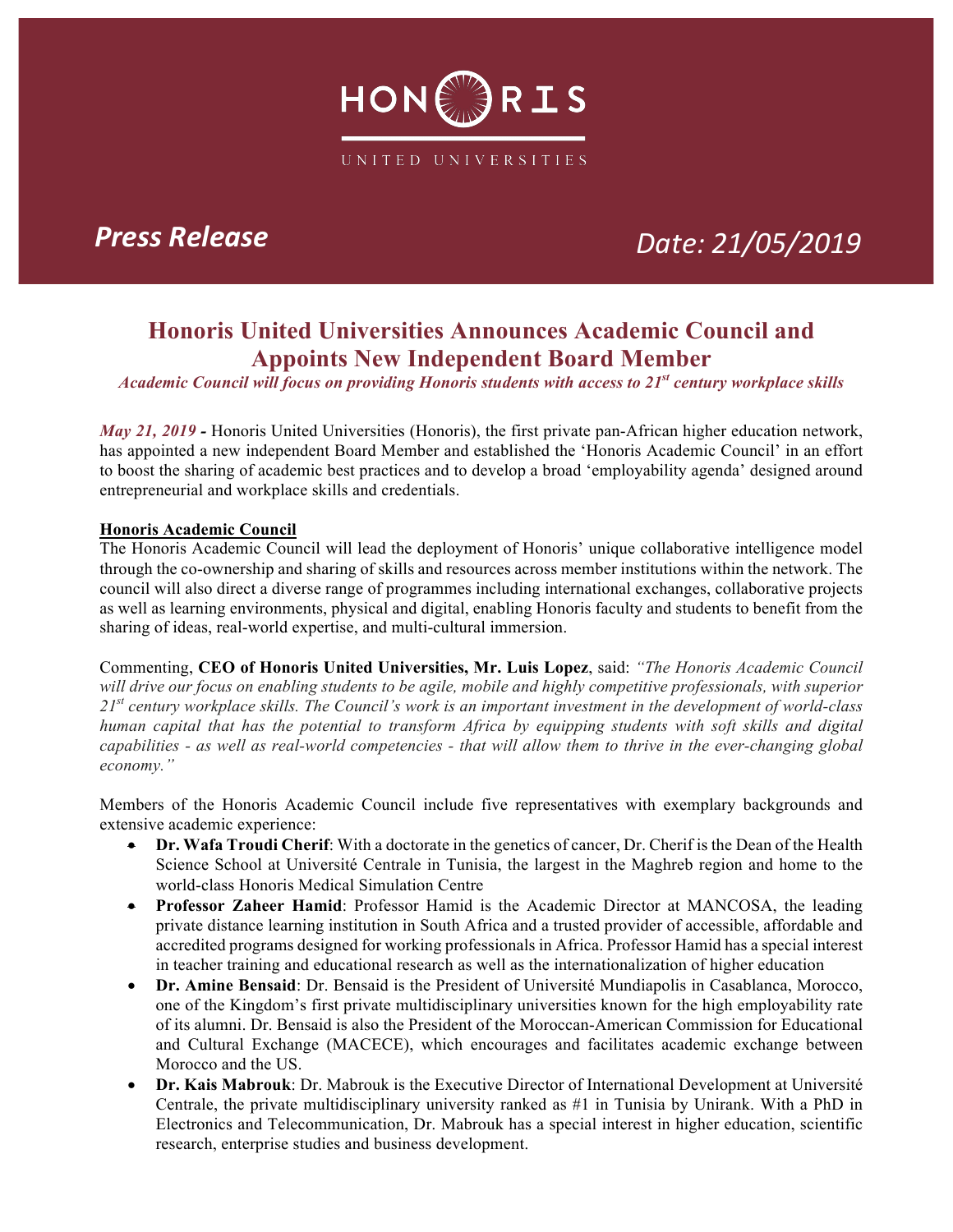HONORIS

UNITED UNIVERSITIES

*Press Release* *Date: 21/05/2019*

# Honoris United Universities Announces Academic Council and Appoints New Independent Board Member

***Academic Council will focus on providing Honoris students with access to 21st century workplace skills***

***May 21, 2019 -*** Honoris United Universities (Honoris), the first private pan-African higher education network, has appointed a new independent Board Member and established the 'Honoris Academic Council' in an effort to boost the sharing of academic best practices and to develop a broad 'employability agenda' designed around entrepreneurial and workplace skills and credentials.

**Honoris Academic Council**

The Honoris Academic Council will lead the deployment of Honoris' unique collaborative intelligence model through the co-ownership and sharing of skills and resources across member institutions within the network. The council will also direct a diverse range of programmes including international exchanges, collaborative projects as well as learning environments, physical and digital, enabling Honoris faculty and students to benefit from the sharing of ideas, real-world expertise, and multi-cultural immersion.

Commenting, **CEO of Honoris United Universities, Mr. Luis Lopez**, said: *"The Honoris Academic Council will drive our focus on enabling students to be agile, mobile and highly competitive professionals, with superior 21st century workplace skills. The Council's work is an important investment in the development of world-class human capital that has the potential to transform Africa by equipping students with soft skills and digital capabilities - as well as real-world competencies - that will allow them to thrive in the ever-changing global economy."*

Members of the Honoris Academic Council include five representatives with exemplary backgrounds and extensive academic experience:

- **Dr. Wafa Troudi Cherif**: With a doctorate in the genetics of cancer, Dr. Cherif is the Dean of the Health Science School at Université Centrale in Tunisia, the largest in the Maghreb region and home to the world-class Honoris Medical Simulation Centre
- **Professor Zaheer Hamid**: Professor Hamid is the Academic Director at MANCOSA, the leading private distance learning institution in South Africa and a trusted provider of accessible, affordable and accredited programs designed for working professionals in Africa. Professor Hamid has a special interest in teacher training and educational research as well as the internationalization of higher education
- **Dr. Amine Bensaid**: Dr. Bensaid is the President of Université Mundiapolis in Casablanca, Morocco, one of the Kingdom's first private multidisciplinary universities known for the high employability rate of its alumni. Dr. Bensaid is also the President of the Moroccan-American Commission for Educational and Cultural Exchange (MACECE), which encourages and facilitates academic exchange between Morocco and the US.
- **Dr. Kais Mabrouk**: Dr. Mabrouk is the Executive Director of International Development at Université Centrale, the private multidisciplinary university ranked as #1 in Tunisia by Unirank. With a PhD in Electronics and Telecommunication, Dr. Mabrouk has a special interest in higher education, scientific research, enterprise studies and business development.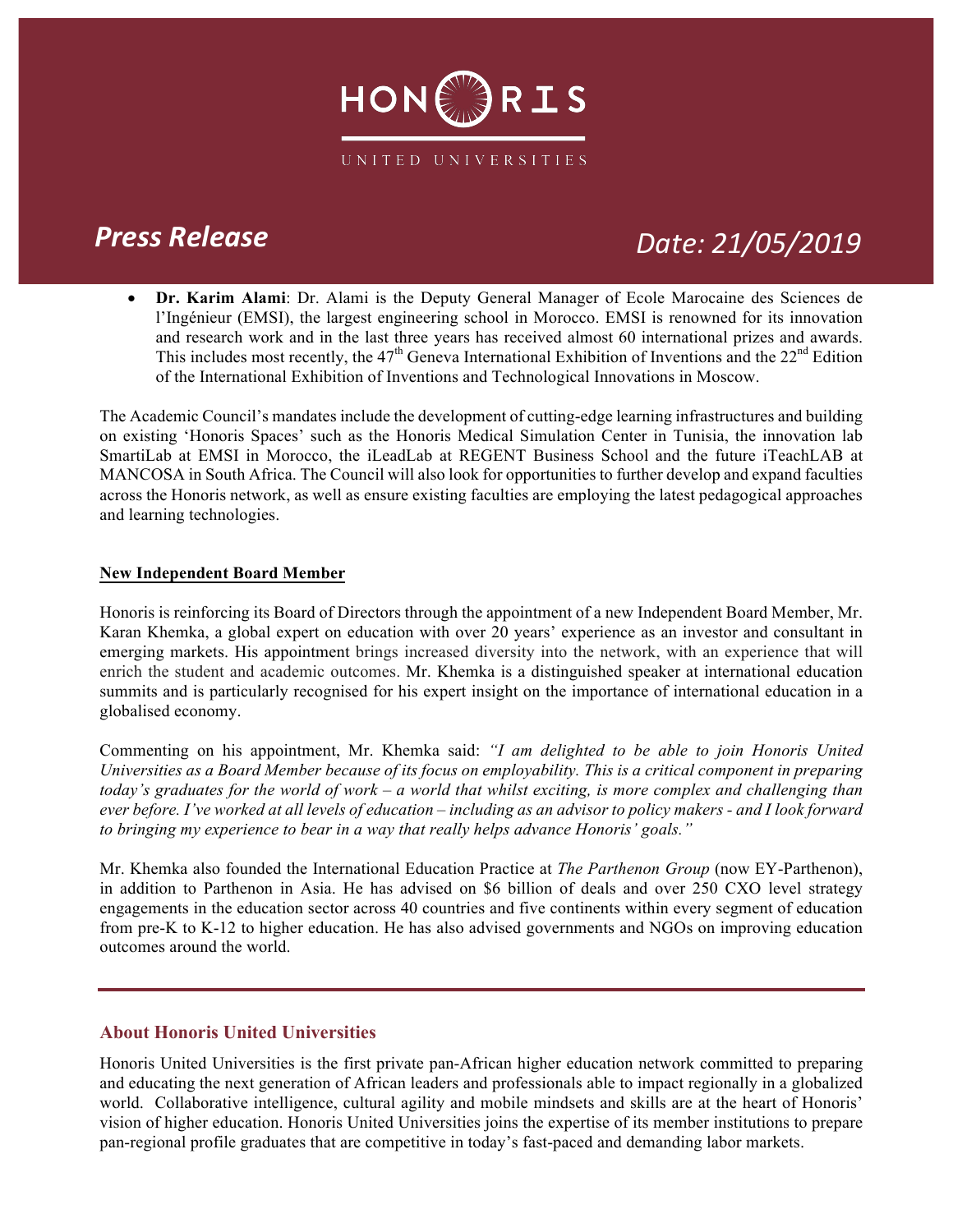- **Dr. Karim Alami**: Dr. Alami is the Deputy General Manager of Ecole Marocaine des Sciences de l'Ingénieur (EMSI), the largest engineering school in Morocco. EMSI is renowned for its innovation and research work and in the last three years has received almost 60 international prizes and awards. This includes most recently, the 47th Geneva International Exhibition of Inventions and the 22nd Edition of the International Exhibition of Inventions and Technological Innovations in Moscow.

The Academic Council's mandates include the development of cutting-edge learning infrastructures and building on existing 'Honoris Spaces' such as the Honoris Medical Simulation Center in Tunisia, the innovation lab SmartiLab at EMSI in Morocco, the iLeadLab at REGENT Business School and the future iTeachLAB at MANCOSA in South Africa. The Council will also look for opportunities to further develop and expand faculties across the Honoris network, as well as ensure existing faculties are employing the latest pedagogical approaches and learning technologies.

**New Independent Board Member**

Honoris is reinforcing its Board of Directors through the appointment of a new Independent Board Member, Mr. Karan Khemka, a global expert on education with over 20 years' experience as an investor and consultant in emerging markets. His appointment brings increased diversity into the network, with an experience that will enrich the student and academic outcomes. Mr. Khemka is a distinguished speaker at international education summits and is particularly recognised for his expert insight on the importance of international education in a globalised economy.

Commenting on his appointment, Mr. Khemka said: *"I am delighted to be able to join Honoris United Universities as a Board Member because of its focus on employability. This is a critical component in preparing today's graduates for the world of work – a world that whilst exciting, is more complex and challenging than ever before. I've worked at all levels of education – including as an advisor to policy makers - and I look forward to bringing my experience to bear in a way that really helps advance Honoris' goals."*

Mr. Khemka also founded the International Education Practice at *The Parthenon Group* (now EY-Parthenon), in addition to Parthenon in Asia. He has advised on $6 billion of deals and over 250 CXO level strategy engagements in the education sector across 40 countries and five continents within every segment of education from pre-K to K-12 to higher education. He has also advised governments and NGOs on improving education outcomes around the world.

---

## About Honoris United Universities

Honoris United Universities is the first private pan-African higher education network committed to preparing and educating the next generation of African leaders and professionals able to impact regionally in a globalized world. Collaborative intelligence, cultural agility and mobile mindsets and skills are at the heart of Honoris' vision of higher education. Honoris United Universities joins the expertise of its member institutions to prepare pan-regional profile graduates that are competitive in today's fast-paced and demanding labor markets.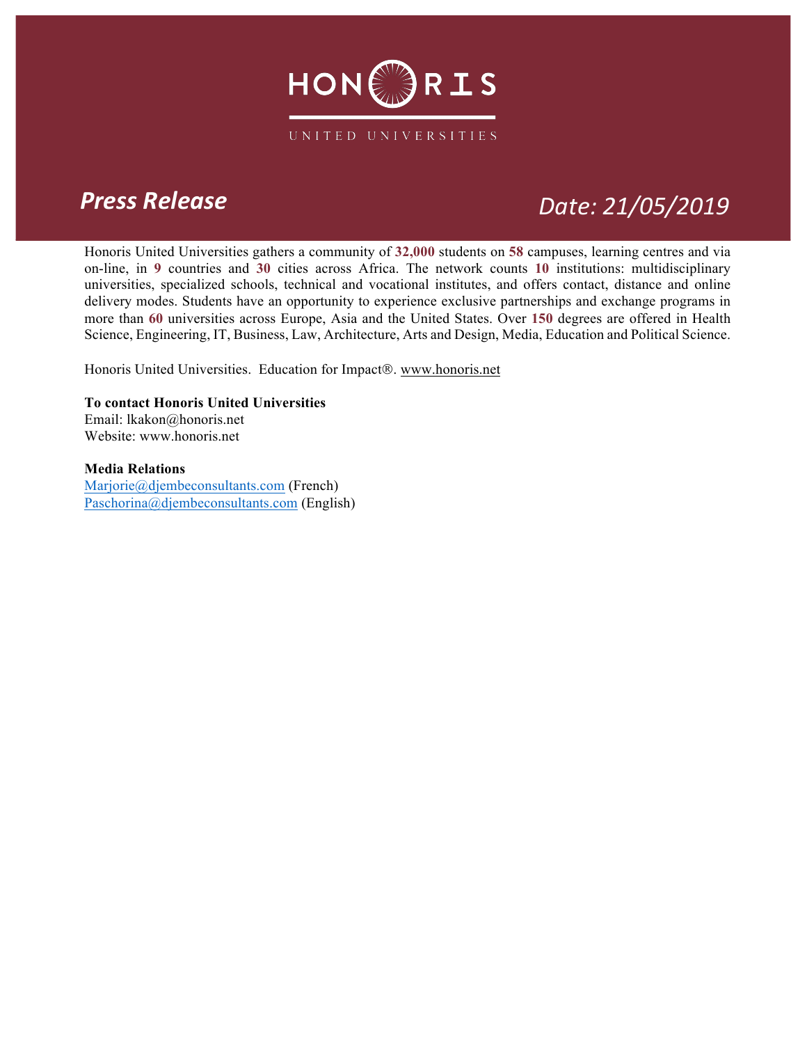# HONORIS

UNITED UNIVERSITIES

***Press Release*** *Date: 21/05/2019*

Honoris United Universities gathers a community of **32,000** students on **58** campuses, learning centres and via on-line, in **9** countries and **30** cities across Africa. The network counts **10** institutions: multidisciplinary universities, specialized schools, technical and vocational institutes, and offers contact, distance and online delivery modes. Students have an opportunity to experience exclusive partnerships and exchange programs in more than **60** universities across Europe, Asia and the United States. Over **150** degrees are offered in Health Science, Engineering, IT, Business, Law, Architecture, Arts and Design, Media, Education and Political Science.

Honoris United Universities. Education for Impact®. www.honoris.net

**To contact Honoris United Universities**
Email: lkakon@honoris.net
Website: www.honoris.net

**Media Relations**
Marjorie@djembeconsultants.com (French)
Paschorina@djembeconsultants.com (English)